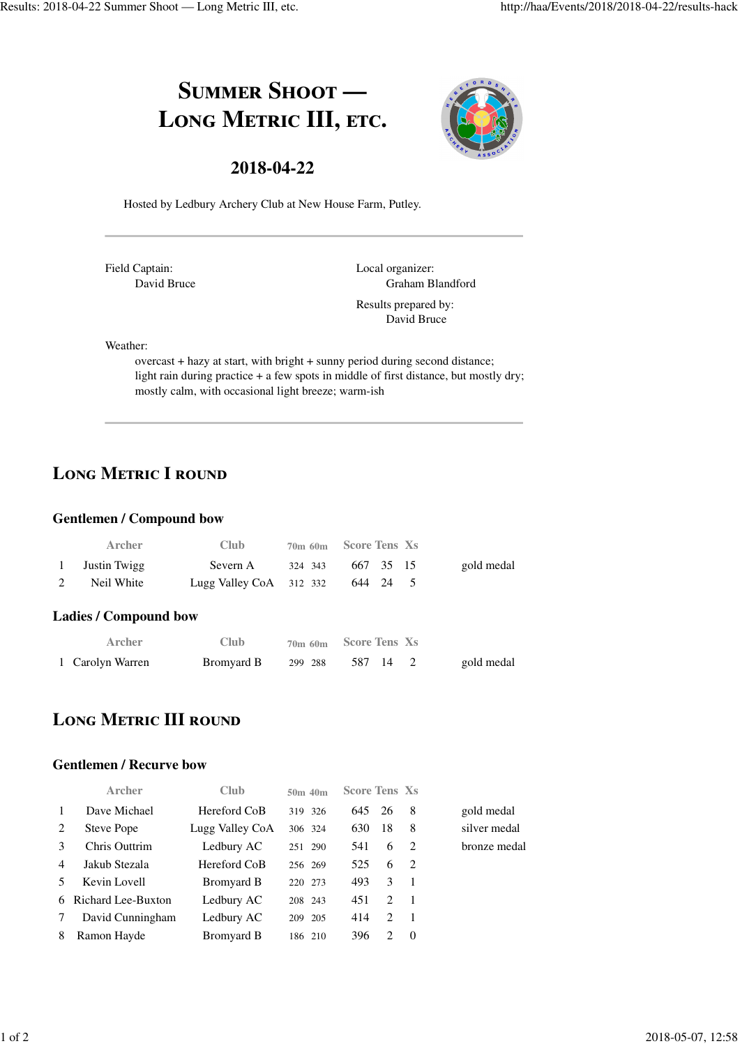# Summer Shoot — Long Metric III, etc.

## 2018-04-22

Hosted by Ledbury Archery Club at New House Farm, Putley.

---

Field Captain:
David Bruce

Local organizer:
Graham Blandford

Results prepared by:
David Bruce

Weather:
overcast + hazy at start, with bright + sunny period during second distance;
light rain during practice + a few spots in middle of first distance, but mostly dry;
mostly calm, with occasional light breeze; warm-ish

---

## Long Metric I round

### Gentlemen / Compound bow

| | Archer | Club | 70m | 60m | Score | Tens | Xs | |
|---|---|---|---|---|---|---|---|---|
| 1 | Justin Twigg | Severn A | 324 | 343 | 667 | 35 | 15 | gold medal |
| 2 | Neil White | Lugg Valley CoA | 312 | 332 | 644 | 24 | 5 | |

### Ladies / Compound bow

| | Archer | Club | 70m | 60m | Score | Tens | Xs | |
|---|---|---|---|---|---|---|---|---|
| 1 | Carolyn Warren | Bromyard B | 299 | 288 | 587 | 14 | 2 | gold medal |

## Long Metric III round

### Gentlemen / Recurve bow

| | Archer | Club | 50m | 40m | Score | Tens | Xs | |
|---|---|---|---|---|---|---|---|---|
| 1 | Dave Michael | Hereford CoB | 319 | 326 | 645 | 26 | 8 | gold medal |
| 2 | Steve Pope | Lugg Valley CoA | 306 | 324 | 630 | 18 | 8 | silver medal |
| 3 | Chris Outtrim | Ledbury AC | 251 | 290 | 541 | 6 | 2 | bronze medal |
| 4 | Jakub Stezala | Hereford CoB | 256 | 269 | 525 | 6 | 2 | |
| 5 | Kevin Lovell | Bromyard B | 220 | 273 | 493 | 3 | 1 | |
| 6 | Richard Lee-Buxton | Ledbury AC | 208 | 243 | 451 | 2 | 1 | |
| 7 | David Cunningham | Ledbury AC | 209 | 205 | 414 | 2 | 1 | |
| 8 | Ramon Hayde | Bromyard B | 186 | 210 | 396 | 2 | 0 | |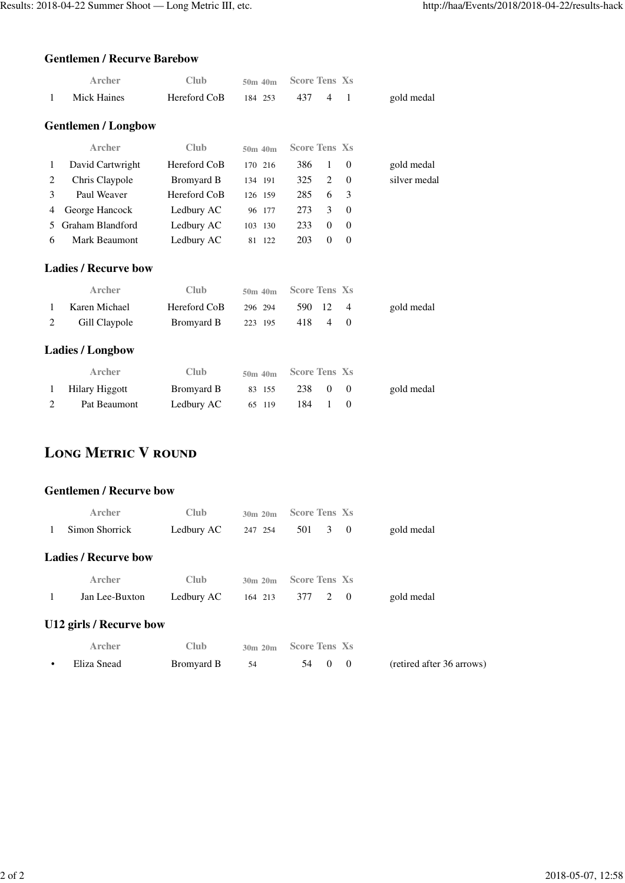### Gentlemen / Recurve Barebow

| | Archer | Club | 50m | 40m | Score | Tens | Xs | |
|---|---|---|---|---|---|---|---|---|
| 1 | Mick Haines | Hereford CoB | 184 | 253 | 437 | 4 | 1 | gold medal |

### Gentlemen / Longbow

| | Archer | Club | 50m | 40m | Score | Tens | Xs | |
|---|---|---|---|---|---|---|---|---|
| 1 | David Cartwright | Hereford CoB | 170 | 216 | 386 | 1 | 0 | gold medal |
| 2 | Chris Claypole | Bromyard B | 134 | 191 | 325 | 2 | 0 | silver medal |
| 3 | Paul Weaver | Hereford CoB | 126 | 159 | 285 | 6 | 3 | |
| 4 | George Hancock | Ledbury AC | 96 | 177 | 273 | 3 | 0 | |
| 5 | Graham Blandford | Ledbury AC | 103 | 130 | 233 | 0 | 0 | |
| 6 | Mark Beaumont | Ledbury AC | 81 | 122 | 203 | 0 | 0 | |

### Ladies / Recurve bow

| | Archer | Club | 50m | 40m | Score | Tens | Xs | |
|---|---|---|---|---|---|---|---|---|
| 1 | Karen Michael | Hereford CoB | 296 | 294 | 590 | 12 | 4 | gold medal |
| 2 | Gill Claypole | Bromyard B | 223 | 195 | 418 | 4 | 0 | |

### Ladies / Longbow

| | Archer | Club | 50m | 40m | Score | Tens | Xs | |
|---|---|---|---|---|---|---|---|---|
| 1 | Hilary Higgott | Bromyard B | 83 | 155 | 238 | 0 | 0 | gold medal |
| 2 | Pat Beaumont | Ledbury AC | 65 | 119 | 184 | 1 | 0 | |

## Long Metric V round

### Gentlemen / Recurve bow

| | Archer | Club | 30m | 20m | Score | Tens | Xs | |
|---|---|---|---|---|---|---|---|---|
| 1 | Simon Shorrick | Ledbury AC | 247 | 254 | 501 | 3 | 0 | gold medal |

### Ladies / Recurve bow

| | Archer | Club | 30m | 20m | Score | Tens | Xs | |
|---|---|---|---|---|---|---|---|---|
| 1 | Jan Lee-Buxton | Ledbury AC | 164 | 213 | 377 | 2 | 0 | gold medal |

### U12 girls / Recurve bow

| | Archer | Club | 30m | 20m | Score | Tens | Xs | |
|---|---|---|---|---|---|---|---|---|
| • | Eliza Snead | Bromyard B | 54 | | 54 | 0 | 0 | (retired after 36 arrows) |